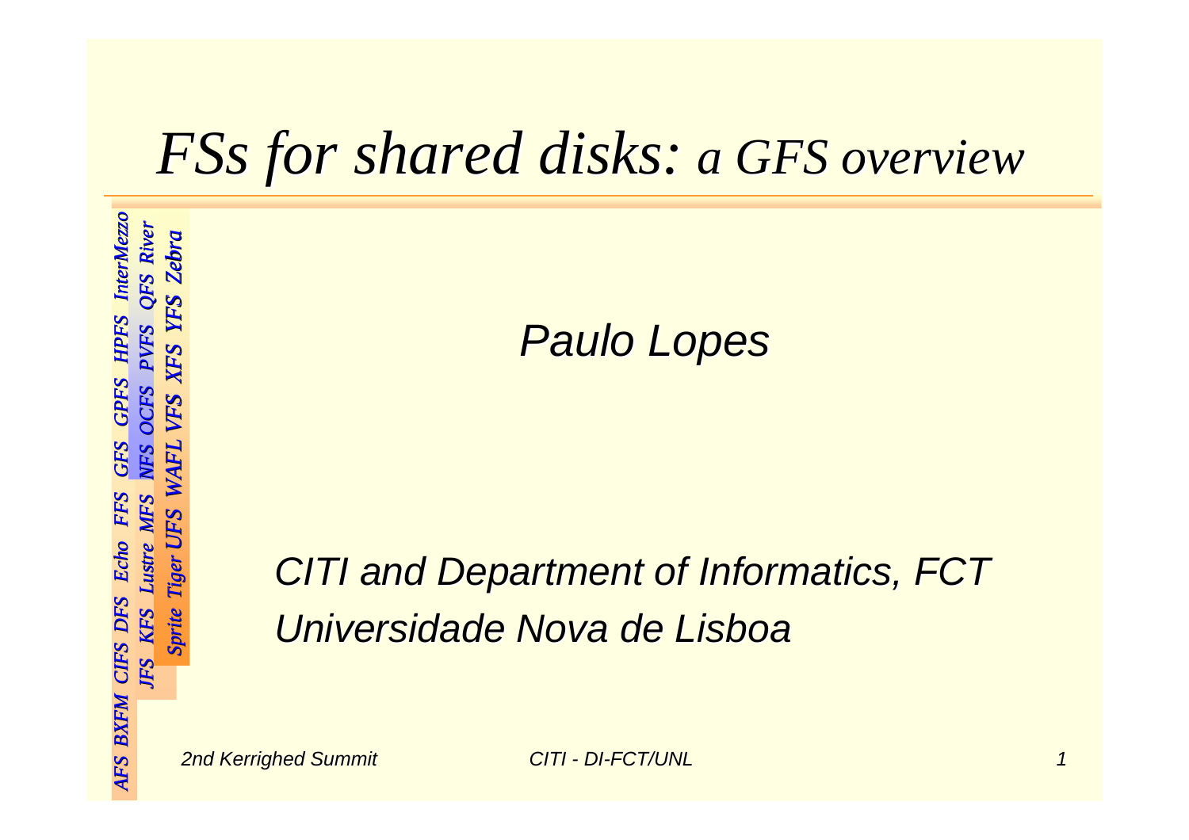# *FSs for shared disks: a GFS overview*

*AFS BXFM CIFS DFS Echo FFS GFS GPFS HPFS InterMezzo*
*JFS KFS Lustre MFS NFS OCFS PVFS QFS River*
*Sprite Tiger UFS WAFL VFS XFS YFS Zebra*

*Paulo Lopes*

*CITI and Department of Informatics, FCT*
*Universidade Nova de Lisboa*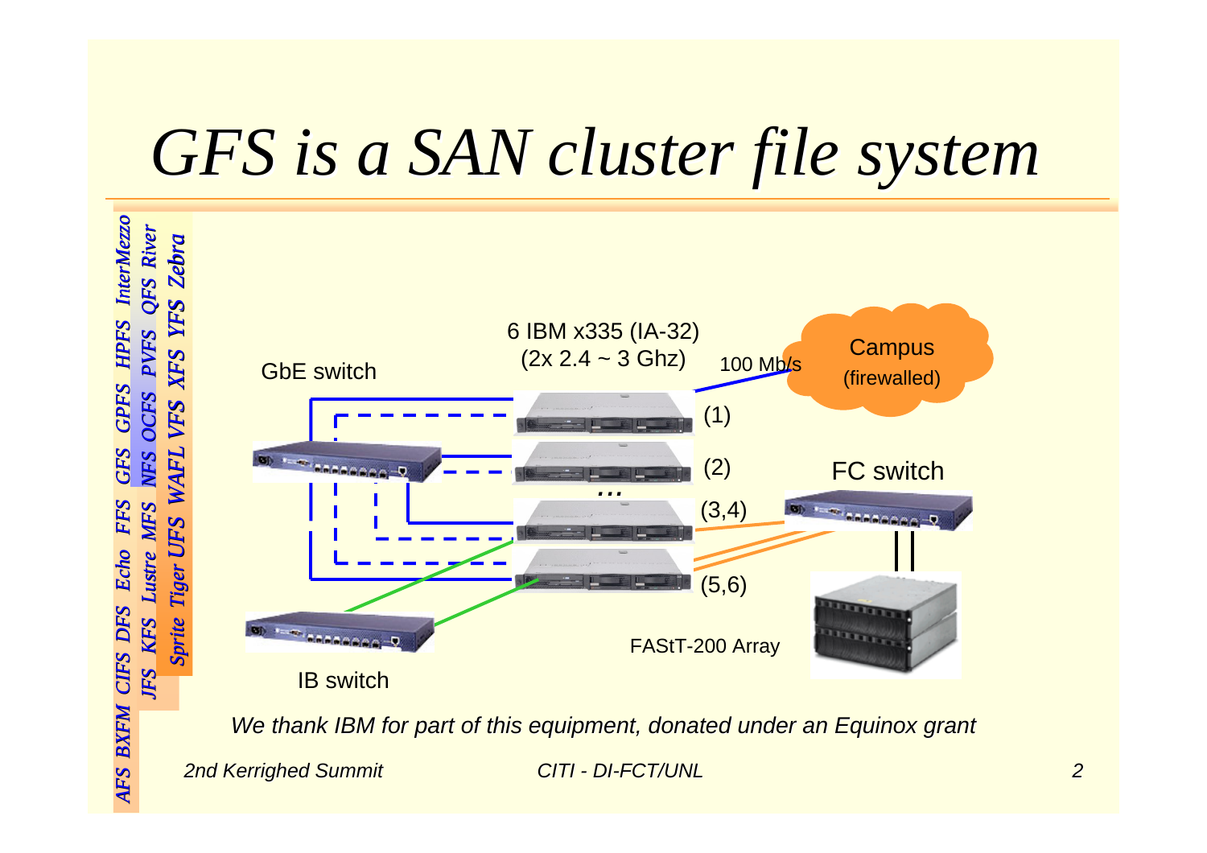# *GFS is a SAN cluster file system*

*AFS BXFM CIFS DFS Echo FFS GFS GPFS HPFS InterMezzo*

*JFS KFS Lustre MFS NFS OCFS PVFS QFS River*

*Sprite Tiger UFS WAFL VFS XFS YFS Zebra*

GbE switch

6 IBM x335 (IA-32) (2x 2.4 ~ 3 Ghz)

100 Mb/s

Campus (firewalled)

(1)

(2)

...

(3,4)

(5,6)

FC switch

IB switch

FAStT-200 Array

*We thank IBM for part of this equipment, donated under an Equinox grant*

*2nd Kerrighed Summit* *CITI - DI-FCT/UNL*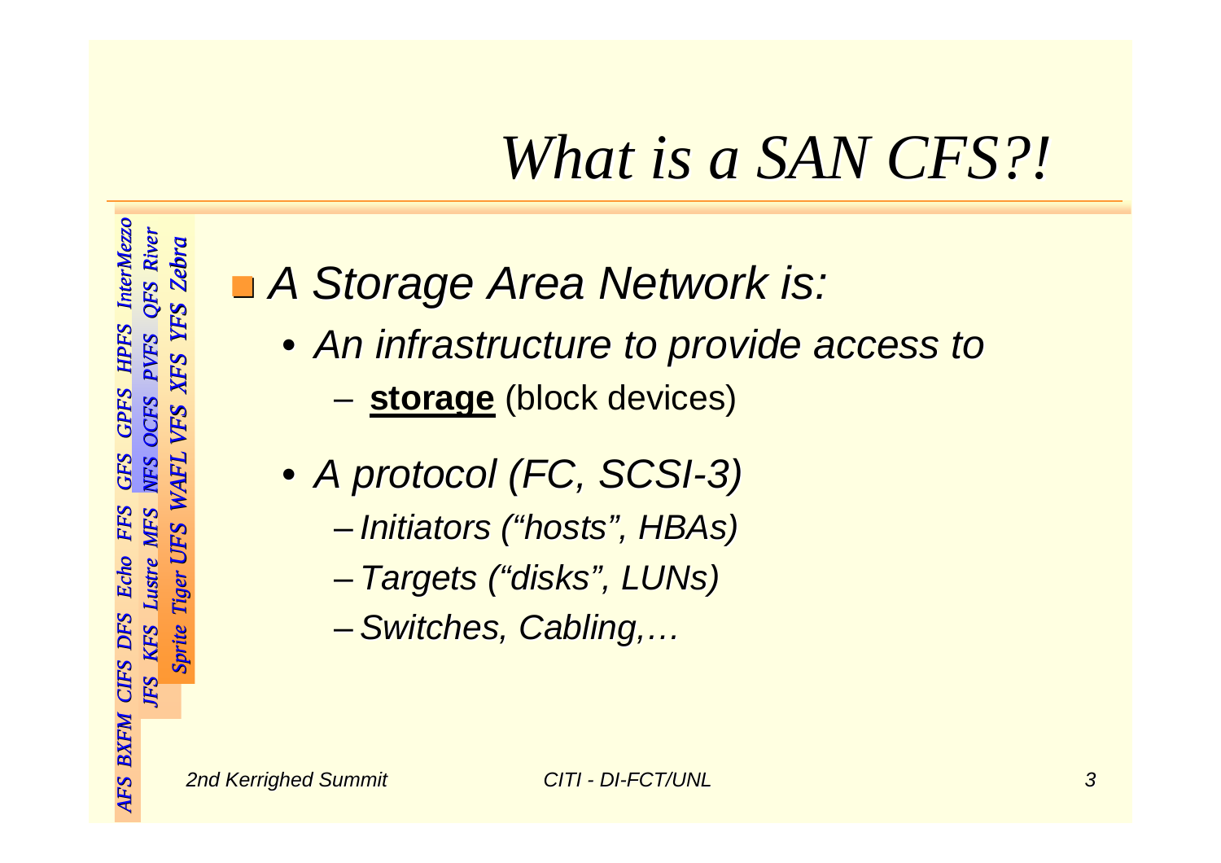# *What is a SAN CFS?!*

- *A Storage Area Network is:*
  - *An infrastructure to provide access to*
    - **storage** (block devices)
  - *A protocol (FC, SCSI-3)*
    - *Initiators (“hosts”, HBAs)*
    - *Targets (“disks”, LUNs)*
    - *Switches, Cabling,…*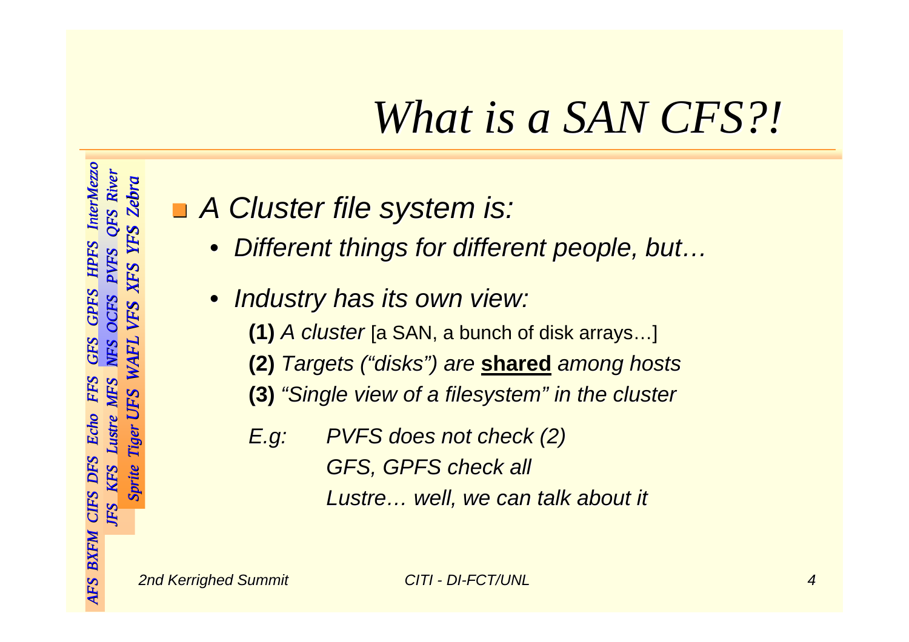# *What is a SAN CFS?!*

- *A Cluster file system is:*
  - *Different things for different people, but…*
  - *Industry has its own view:*

    **(1)** *A cluster* [a SAN, a bunch of disk arrays…]

    **(2)** *Targets ("disks") are* **shared** *among hosts*

    **(3)** *"Single view of a filesystem" in the cluster*

    *E.g:* *PVFS does not check (2)*
    *GFS, GPFS check all*
    *Lustre… well, we can talk about it*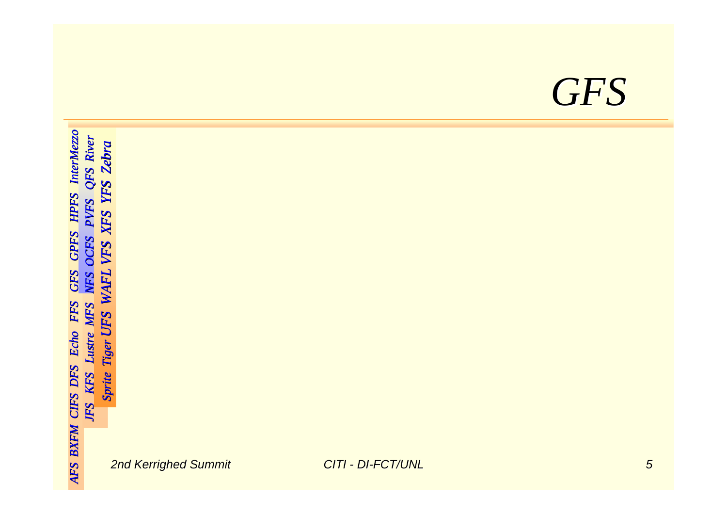# GFS

AFS BXFM CIFS DFS Echo FFS GFS GPFS HPFS InterMezzo

JFS KFS Lustre MFS NFS OCFS PVFS QFS River

Sprite Tiger UFS WAFL VFS XFS YFS Zebra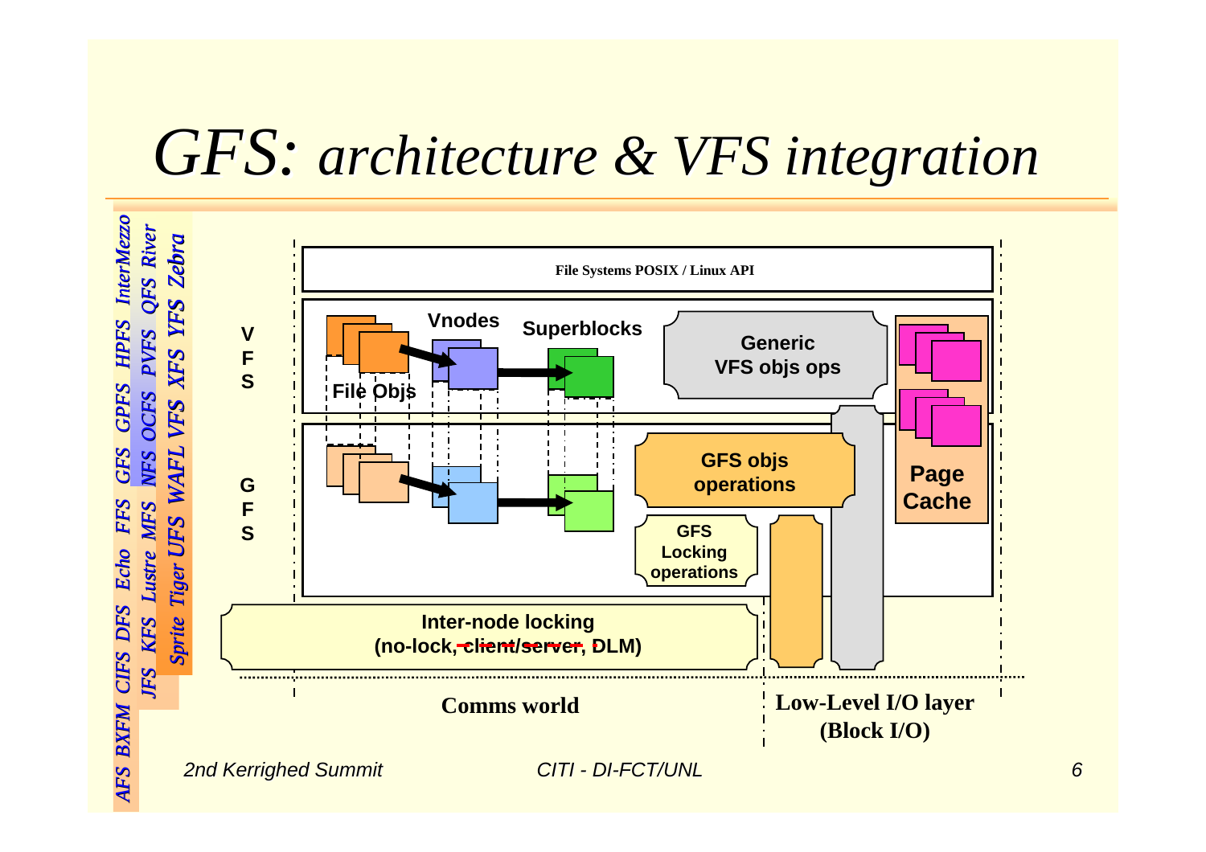# GFS: architecture & VFS integration

*AFS BXFM CIFS DFS Echo FFS GFS GPFS HPFS InterMezzo*

*JFS KFS Lustre MFS NFS OCFS PVFS QFS River*

*Sprite Tiger UFS WAFL VFS XFS YFS Zebra*

File Systems POSIX / Linux API

**VFS**

- **File Objs**
- **Vnodes**
- **Superblocks**
- **Generic VFS objs ops**
- **Page Cache**

**GFS**

- **GFS objs operations**
- **GFS Locking operations**

**Inter-node locking (no-lock, ~~client/server~~, DLM)**

**Comms world**

**Low-Level I/O layer (Block I/O)**

*2nd Kerrighed Summit* — *CITI - DI-FCT/UNL*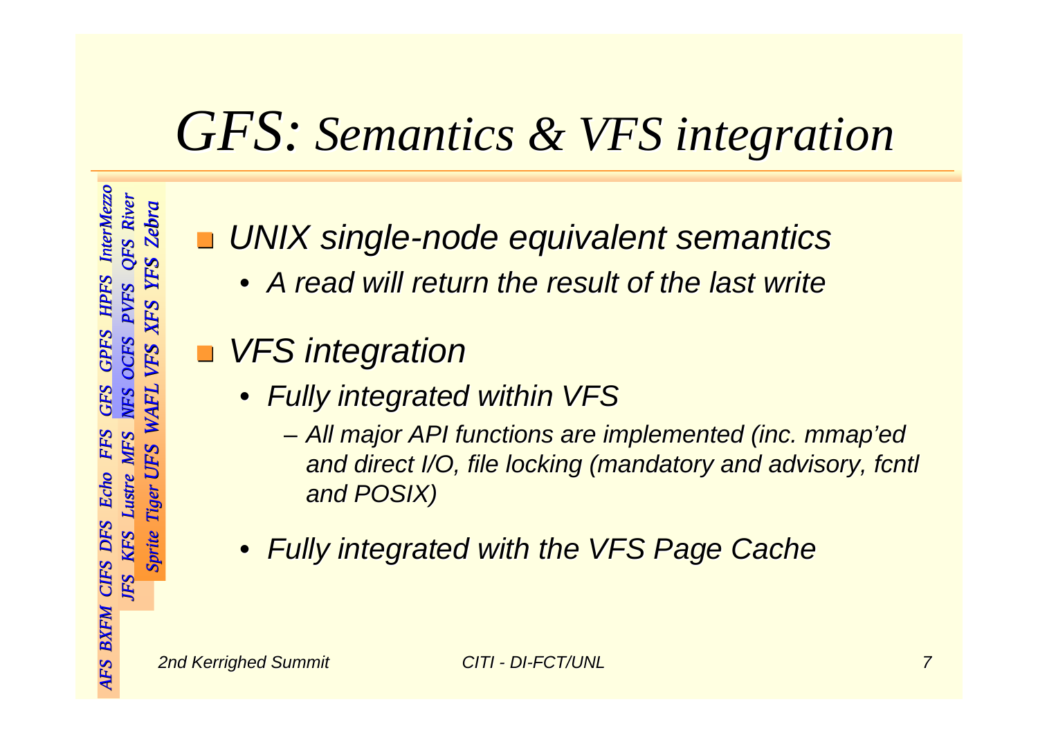# *GFS: Semantics & VFS integration*

- *UNIX single-node equivalent semantics*
  - *A read will return the result of the last write*
- *VFS integration*
  - *Fully integrated within VFS*
    - *All major API functions are implemented (inc. mmap'ed and direct I/O, file locking (mandatory and advisory, fcntl and POSIX)*
  - *Fully integrated with the VFS Page Cache*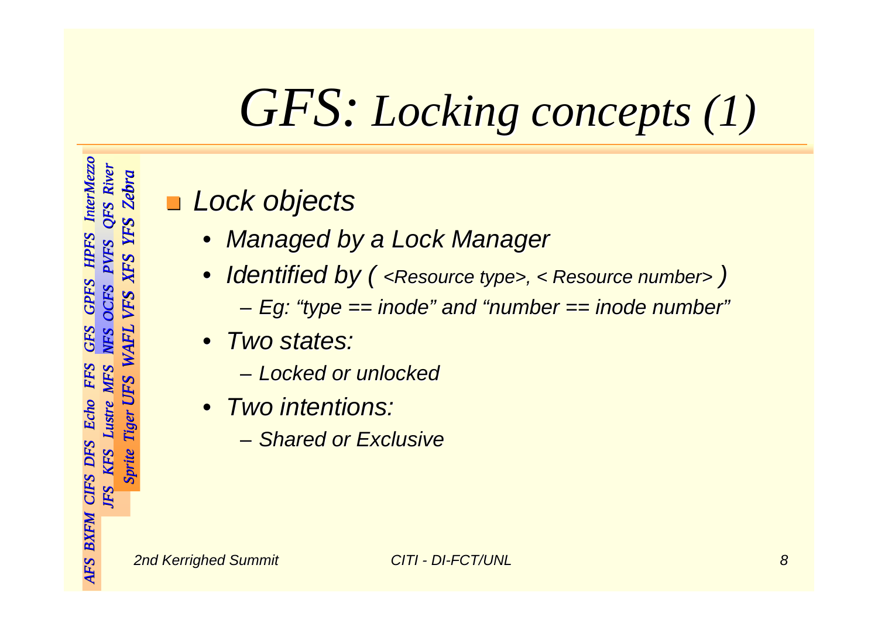# GFS: Locking concepts (1)

- *Lock objects*
  - *Managed by a Lock Manager*
  - *Identified by ( <Resource type>, < Resource number> )*
    - *Eg: “type == inode” and “number == inode number”*
  - *Two states:*
    - *Locked or unlocked*
  - *Two intentions:*
    - *Shared or Exclusive*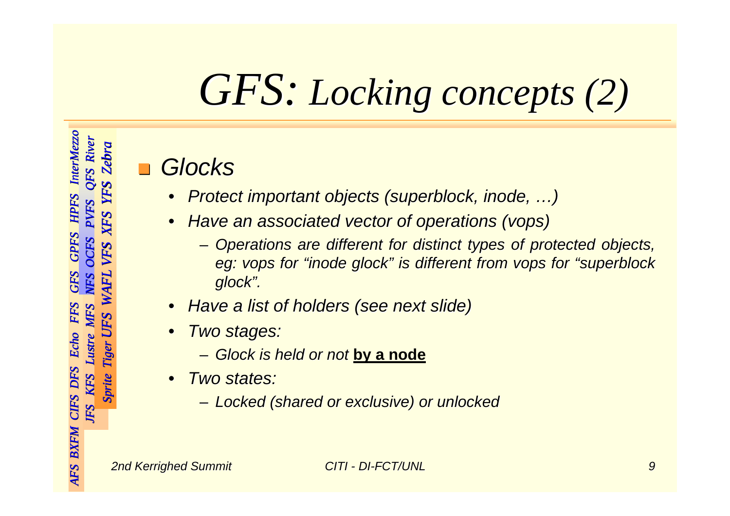# *GFS: Locking concepts (2)*

- *Glocks*
  - *Protect important objects (superblock, inode, …)*
  - *Have an associated vector of operations (vops)*
    - *Operations are different for distinct types of protected objects, eg: vops for "inode glock" is different from vops for "superblock glock".*
  - *Have a list of holders (see next slide)*
  - *Two stages:*
    - *Glock is held or not* **by a node**
  - *Two states:*
    - *Locked (shared or exclusive) or unlocked*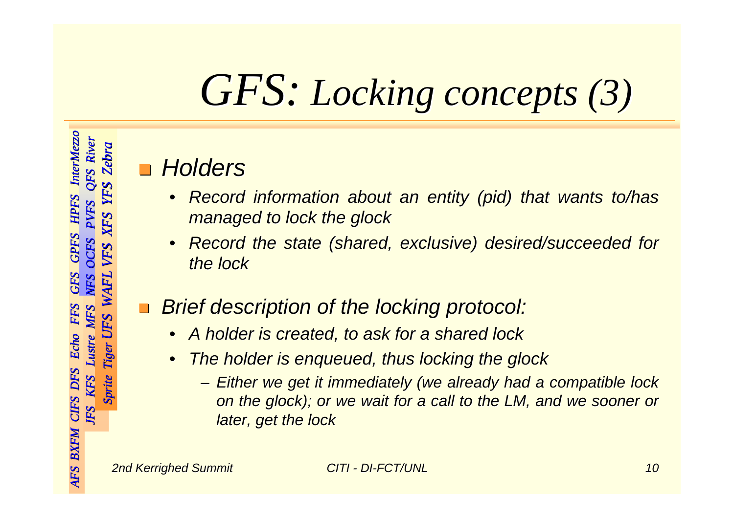# GFS: Locking concepts (3)

- *Holders*
  - *Record information about an entity (pid) that wants to/has managed to lock the glock*
  - *Record the state (shared, exclusive) desired/succeeded for the lock*
- *Brief description of the locking protocol:*
  - *A holder is created, to ask for a shared lock*
  - *The holder is enqueued, thus locking the glock*
    - *Either we get it immediately (we already had a compatible lock on the glock); or we wait for a call to the LM, and we sooner or later, get the lock*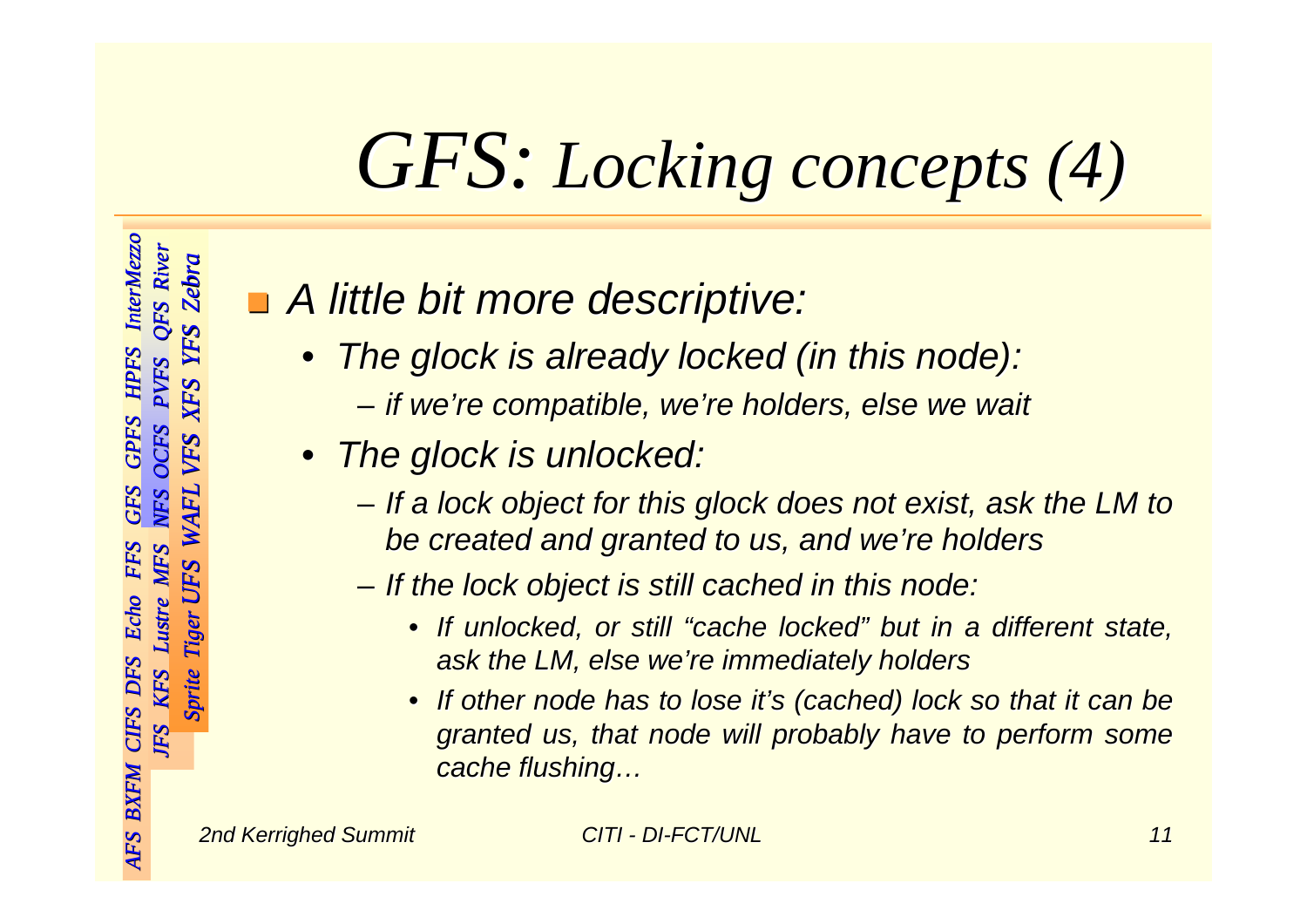# *GFS: Locking concepts (4)*

- *A little bit more descriptive:*
  - *The glock is already locked (in this node):*
    - *if we're compatible, we're holders, else we wait*
  - *The glock is unlocked:*
    - *If a lock object for this glock does not exist, ask the LM to be created and granted to us, and we're holders*
    - *If the lock object is still cached in this node:*
      - *If unlocked, or still "cache locked" but in a different state, ask the LM, else we're immediately holders*
      - *If other node has to lose it's (cached) lock so that it can be granted us, that node will probably have to perform some cache flushing…*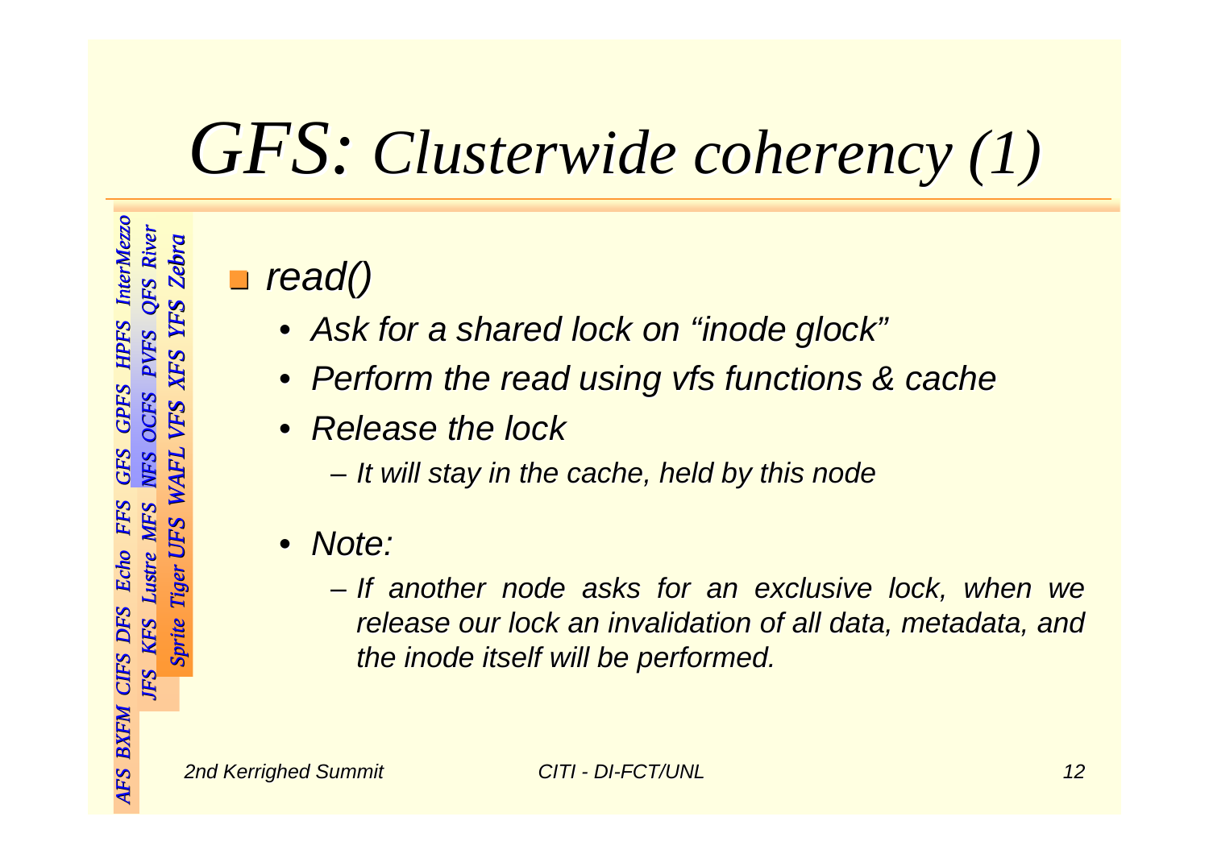# *GFS: Clusterwide coherency (1)*

- *read()*
  - *Ask for a shared lock on "inode glock"*
  - *Perform the read using vfs functions & cache*
  - *Release the lock*
    - *It will stay in the cache, held by this node*
  - *Note:*
    - *If another node asks for an exclusive lock, when we release our lock an invalidation of all data, metadata, and the inode itself will be performed.*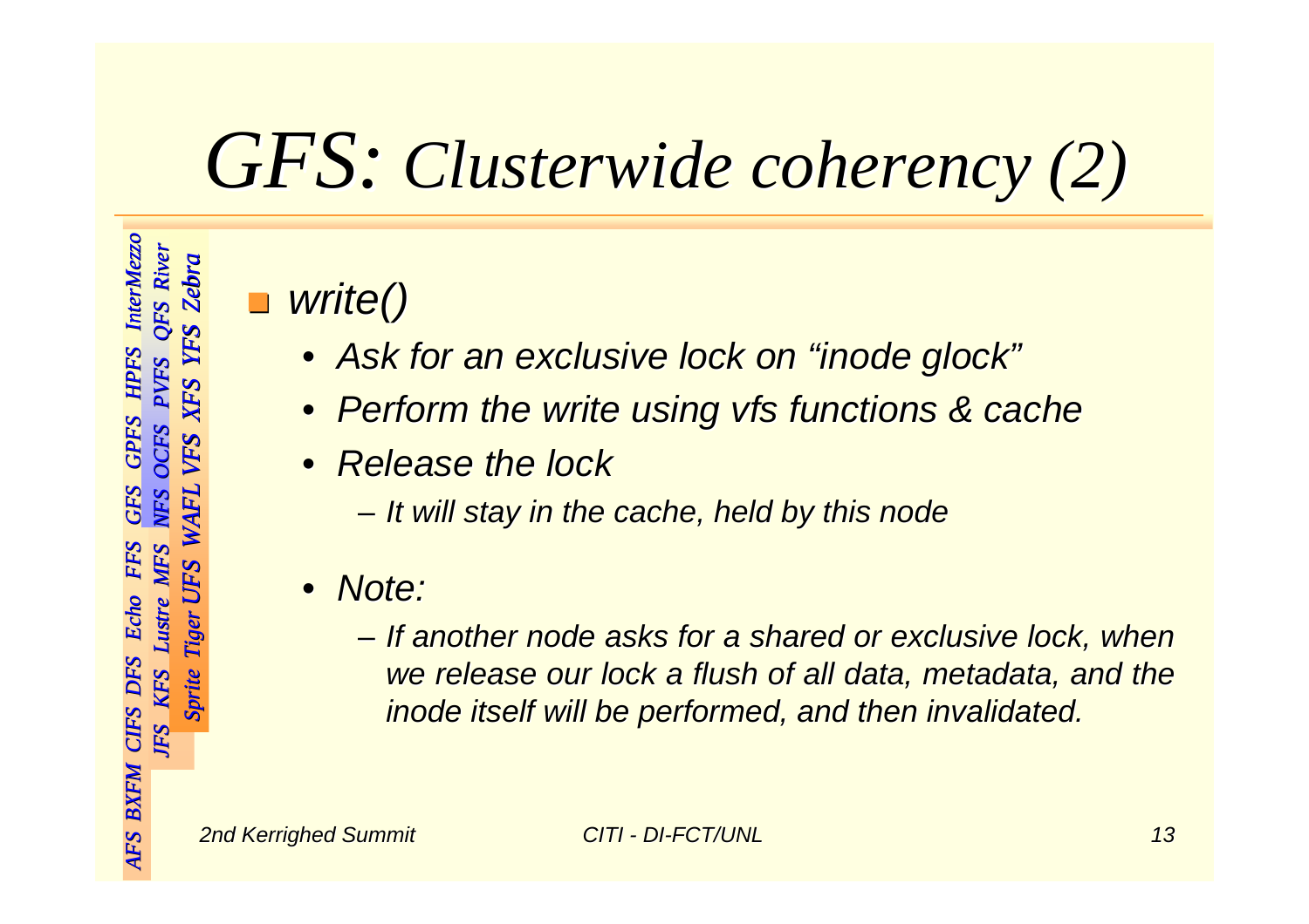# *GFS: Clusterwide coherency (2)*

- *write()*
  - *Ask for an exclusive lock on "inode glock"*
  - *Perform the write using vfs functions & cache*
  - *Release the lock*
    - *It will stay in the cache, held by this node*
  - *Note:*
    - *If another node asks for a shared or exclusive lock, when we release our lock a flush of all data, metadata, and the inode itself will be performed, and then invalidated.*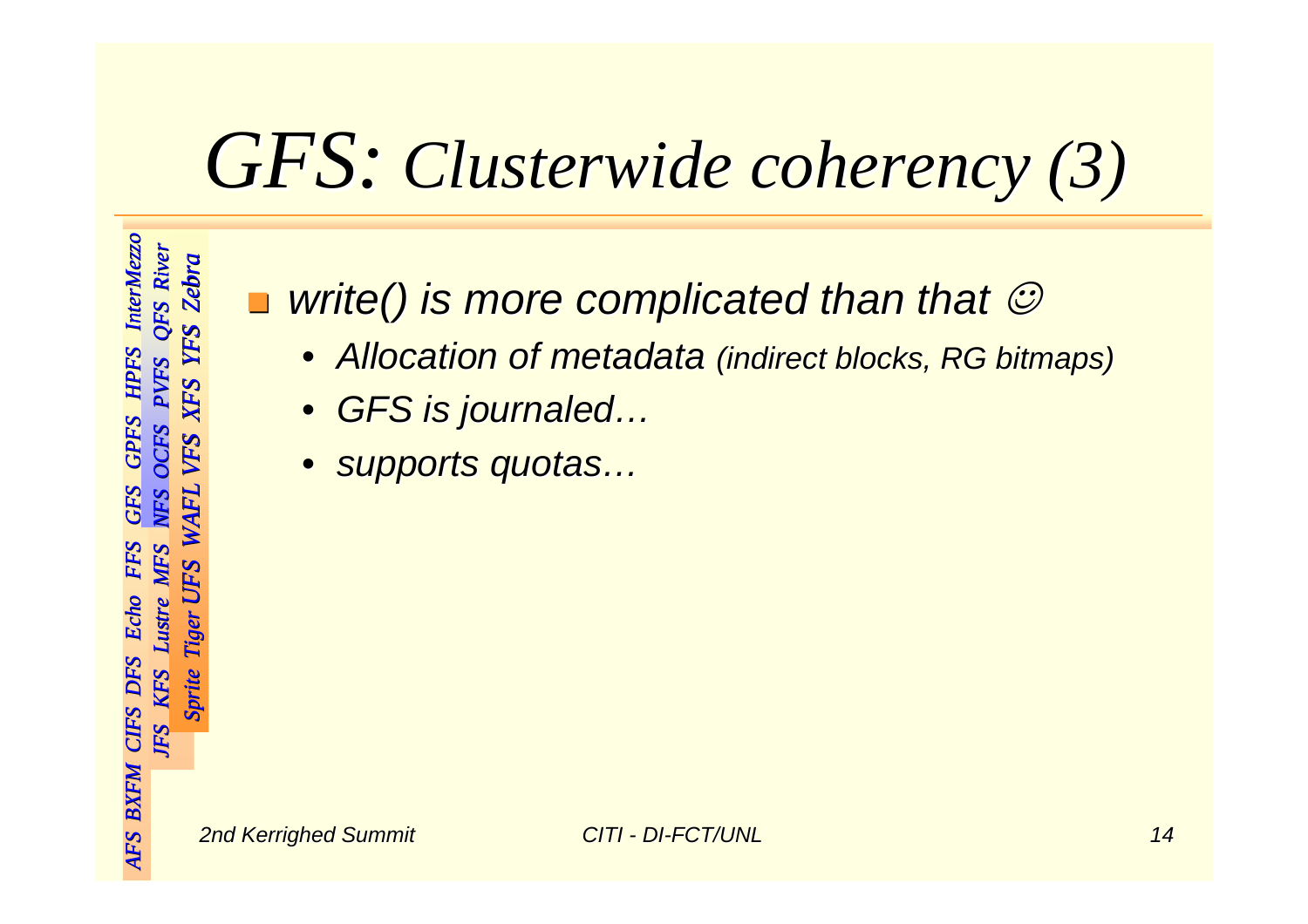# *GFS:* *Clusterwide coherency (3)*

- *write() is more complicated than that* ☺
  - *Allocation of metadata (indirect blocks, RG bitmaps)*
  - *GFS is journaled…*
  - *supports quotas…*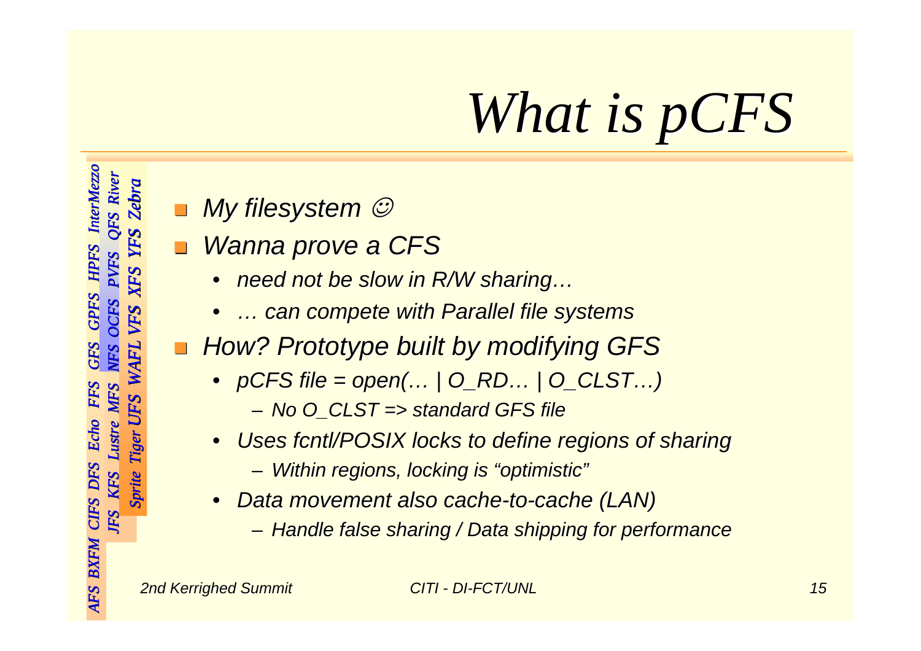# What is pCFS

*AFS BXFM CIFS DFS Echo FFS GFS GPFS HPFS InterMezzo*
*JFS KFS Lustre MFS NFS OCFS PVFS QFS River*
*Sprite Tiger UFS WAFL VFS XFS YFS Zebra*

- *My filesystem ☺*
- *Wanna prove a CFS*
  - *need not be slow in R/W sharing…*
  - *… can compete with Parallel file systems*
- *How? Prototype built by modifying GFS*
  - *pCFS file = open(… | O_RD… | O_CLST…)*
    - *No O_CLST => standard GFS file*
  - *Uses fcntl/POSIX locks to define regions of sharing*
    - *Within regions, locking is "optimistic"*
  - *Data movement also cache-to-cache (LAN)*
    - *Handle false sharing / Data shipping for performance*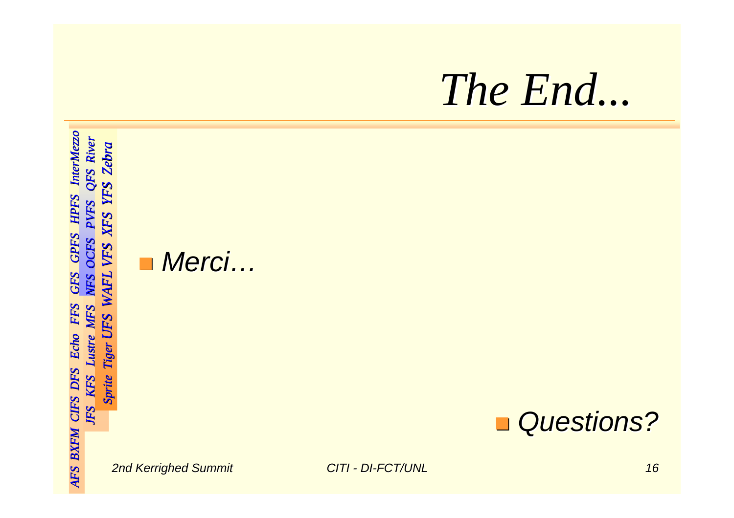# *The End...*

- *Merci…*

- *Questions?*